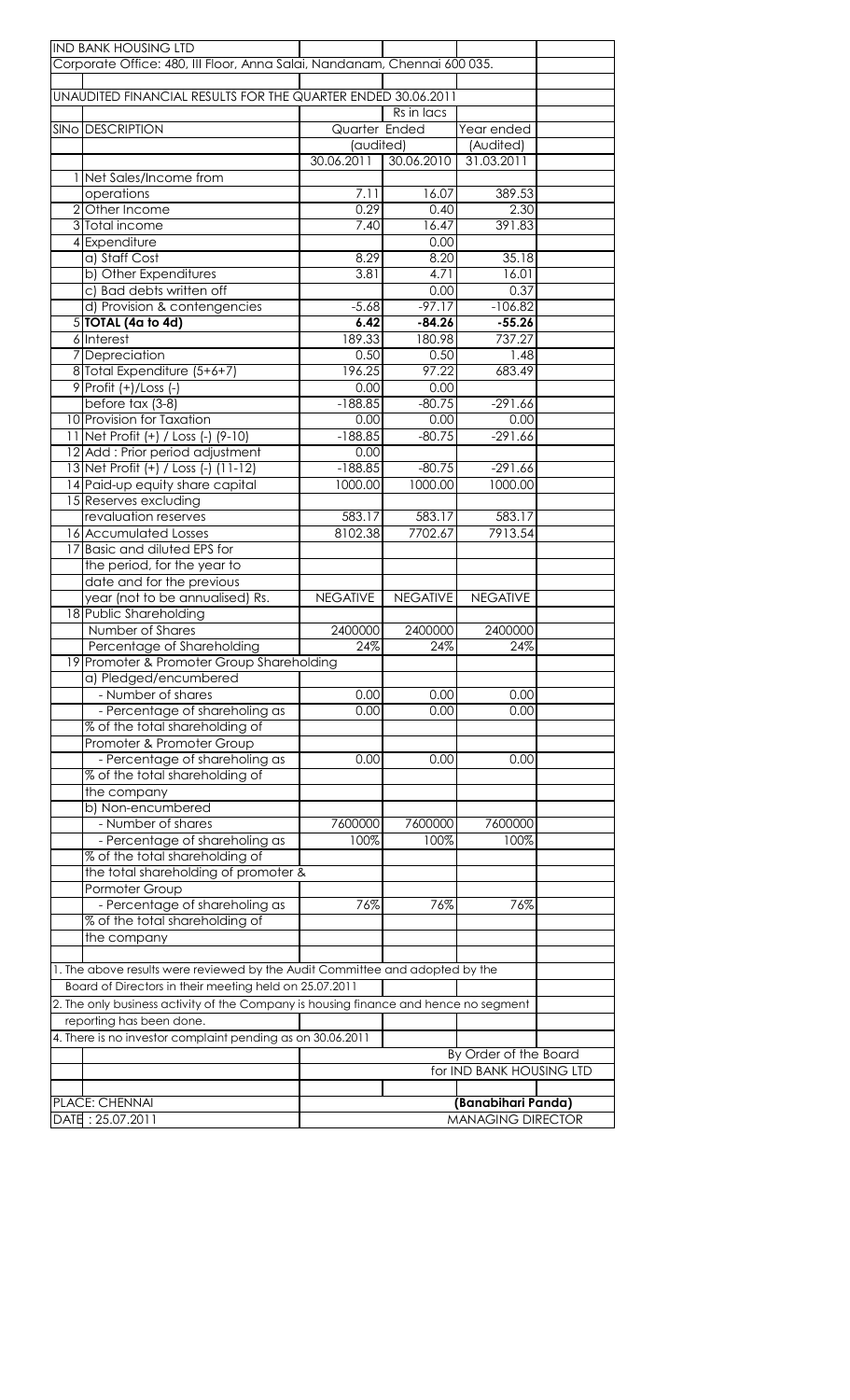IND BANK HOUSING LTD

Corporate Office: 480, III Floor, Anna Salai, Nandanam, Chennai 600 035.

UNAUDITED FINANCIAL RESULTS FOR THE QUARTER ENDED 30.06.2011

Rs in lacs

| SlNo | DESCRIPTION | Quarter Ended | | Year ended |
|---|---|---|---|---|
| | | (audited) | | (Audited) |
| | | 30.06.2011 | 30.06.2010 | 31.03.2011 |
| 1 | Net Sales/Income from operations | 7.11 | 16.07 | 389.53 |
| 2 | Other Income | 0.29 | 0.40 | 2.30 |
| 3 | Total income | 7.40 | 16.47 | 391.83 |
| 4 | Expenditure | | 0.00 | |
| | a) Staff Cost | 8.29 | 8.20 | 35.18 |
| | b) Other Expenditures | 3.81 | 4.71 | 16.01 |
| | c) Bad debts written off | | 0.00 | 0.37 |
| | d) Provision & contengencies | -5.68 | -97.17 | -106.82 |
| 5 | **TOTAL (4a to 4d)** | **6.42** | **-84.26** | **-55.26** |
| 6 | Interest | 189.33 | 180.98 | 737.27 |
| 7 | Depreciation | 0.50 | 0.50 | 1.48 |
| 8 | Total Expenditure (5+6+7) | 196.25 | 97.22 | 683.49 |
| 9 | Profit (+)/Loss (-) | 0.00 | 0.00 | |
| | before tax (3-8) | -188.85 | -80.75 | -291.66 |
| 10 | Provision for Taxation | 0.00 | 0.00 | 0.00 |
| 11 | Net Profit (+) / Loss (-) (9-10) | -188.85 | -80.75 | -291.66 |
| 12 | Add : Prior period adjustment | 0.00 | | |
| 13 | Net Profit (+) / Loss (-) (11-12) | -188.85 | -80.75 | -291.66 |
| 14 | Paid-up equity share capital | 1000.00 | 1000.00 | 1000.00 |
| 15 | Reserves excluding revaluation reserves | 583.17 | 583.17 | 583.17 |
| 16 | Accumulated Losses | 8102.38 | 7702.67 | 7913.54 |
| 17 | Basic and diluted EPS for the period, for the year to date and for the previous year (not to be annualised) Rs. | NEGATIVE | NEGATIVE | NEGATIVE |
| 18 | Public Shareholding | | | |
| | Number of Shares | 2400000 | 2400000 | 2400000 |
| | Percentage of Shareholding | 24% | 24% | 24% |
| 19 | Promoter & Promoter Group Shareholding | | | |
| | a) Pledged/encumbered | | | |
| | - Number of shares | 0.00 | 0.00 | 0.00 |
| | - Percentage of shareholing as % of the total shareholding of Promoter & Promoter Group | 0.00 | 0.00 | 0.00 |
| | - Percentage of shareholing as % of the total shareholding of the company | 0.00 | 0.00 | 0.00 |
| | b) Non-encumbered | | | |
| | - Number of shares | 7600000 | 7600000 | 7600000 |
| | - Percentage of shareholing as % of the total shareholding of the total shareholding of promoter & Pormoter Group | 100% | 100% | 100% |
| | - Percentage of shareholing as % of the total shareholding of the company | 76% | 76% | 76% |

1. The above results were reviewed by the Audit Committee and adopted by the Board of Directors in their meeting held on 25.07.2011
2. The only business activity of the Company is housing finance and hence no segment reporting has been done.
4. There is no investor complaint pending as on 30.06.2011

By Order of the Board
for IND BANK HOUSING LTD

PLACE: CHENNAI
DATE : 25.07.2011

**(Banabihari Panda)**
MANAGING DIRECTOR